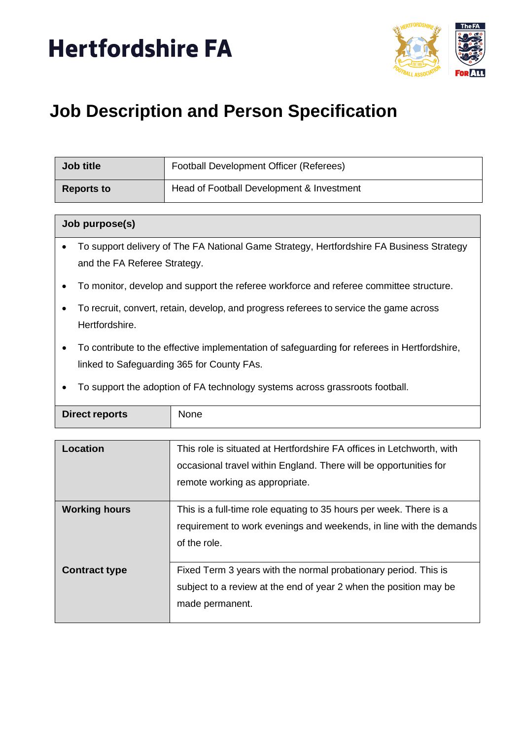# Hertfordshire FA

## Job Description and Person Specification

| Job title | Football Development Officer (Referees) |
|---|---|
| Reports to | Head of Football Development & Investment |

**Job purpose(s)**

- To support delivery of The FA National Game Strategy, Hertfordshire FA Business Strategy and the FA Referee Strategy.
- To monitor, develop and support the referee workforce and referee committee structure.
- To recruit, convert, retain, develop, and progress referees to service the game across Hertfordshire.
- To contribute to the effective implementation of safeguarding for referees in Hertfordshire, linked to Safeguarding 365 for County FAs.
- To support the adoption of FA technology systems across grassroots football.

| Direct reports | None |
|---|---|

| Location | This role is situated at Hertfordshire FA offices in Letchworth, with occasional travel within England. There will be opportunities for remote working as appropriate. |
|---|---|
| Working hours | This is a full-time role equating to 35 hours per week. There is a requirement to work evenings and weekends, in line with the demands of the role. |
| Contract type | Fixed Term 3 years with the normal probationary period. This is subject to a review at the end of year 2 when the position may be made permanent. |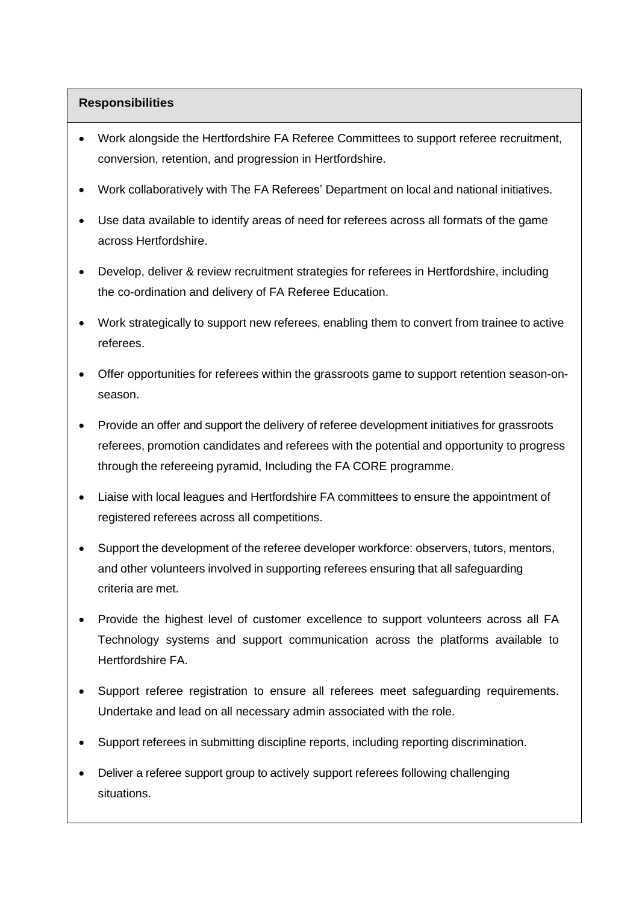## Responsibilities

- Work alongside the Hertfordshire FA Referee Committees to support referee recruitment, conversion, retention, and progression in Hertfordshire.
- Work collaboratively with The FA Referees' Department on local and national initiatives.
- Use data available to identify areas of need for referees across all formats of the game across Hertfordshire.
- Develop, deliver & review recruitment strategies for referees in Hertfordshire, including the co-ordination and delivery of FA Referee Education.
- Work strategically to support new referees, enabling them to convert from trainee to active referees.
- Offer opportunities for referees within the grassroots game to support retention season-on-season.
- Provide an offer and support the delivery of referee development initiatives for grassroots referees, promotion candidates and referees with the potential and opportunity to progress through the refereeing pyramid, Including the FA CORE programme.
- Liaise with local leagues and Hertfordshire FA committees to ensure the appointment of registered referees across all competitions.
- Support the development of the referee developer workforce: observers, tutors, mentors, and other volunteers involved in supporting referees ensuring that all safeguarding criteria are met.
- Provide the highest level of customer excellence to support volunteers across all FA Technology systems and support communication across the platforms available to Hertfordshire FA.
- Support referee registration to ensure all referees meet safeguarding requirements. Undertake and lead on all necessary admin associated with the role.
- Support referees in submitting discipline reports, including reporting discrimination.
- Deliver a referee support group to actively support referees following challenging situations.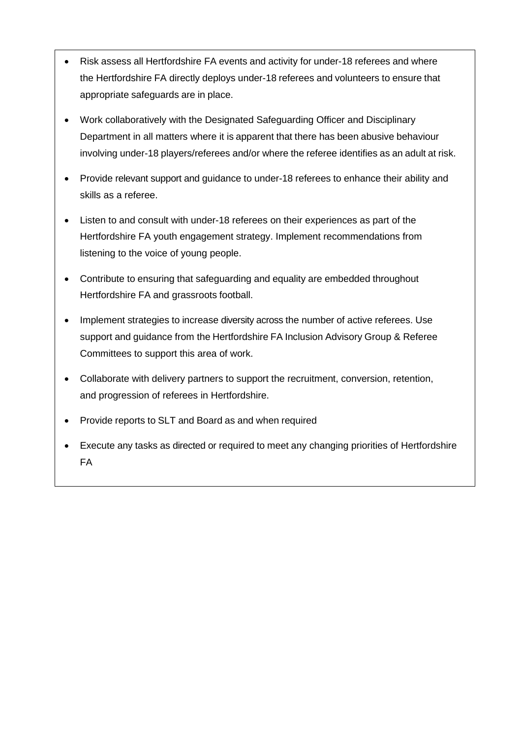- Risk assess all Hertfordshire FA events and activity for under-18 referees and where the Hertfordshire FA directly deploys under-18 referees and volunteers to ensure that appropriate safeguards are in place.
- Work collaboratively with the Designated Safeguarding Officer and Disciplinary Department in all matters where it is apparent that there has been abusive behaviour involving under-18 players/referees and/or where the referee identifies as an adult at risk.
- Provide relevant support and guidance to under-18 referees to enhance their ability and skills as a referee.
- Listen to and consult with under-18 referees on their experiences as part of the Hertfordshire FA youth engagement strategy. Implement recommendations from listening to the voice of young people.
- Contribute to ensuring that safeguarding and equality are embedded throughout Hertfordshire FA and grassroots football.
- Implement strategies to increase diversity across the number of active referees. Use support and guidance from the Hertfordshire FA Inclusion Advisory Group & Referee Committees to support this area of work.
- Collaborate with delivery partners to support the recruitment, conversion, retention, and progression of referees in Hertfordshire.
- Provide reports to SLT and Board as and when required
- Execute any tasks as directed or required to meet any changing priorities of Hertfordshire FA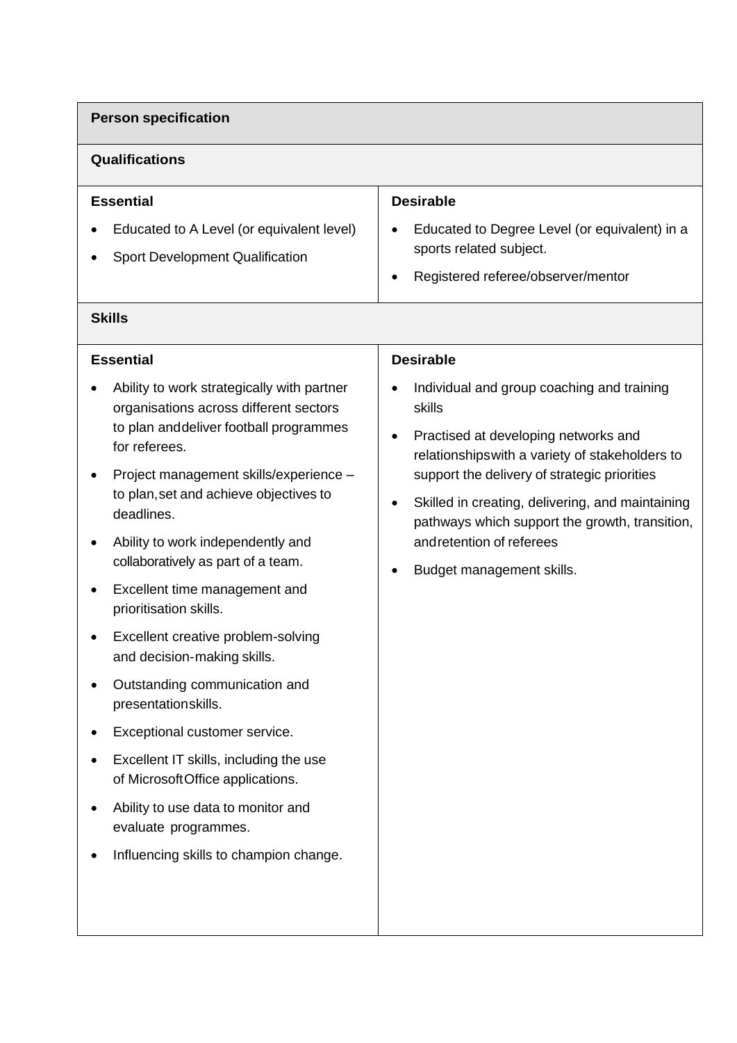## Person specification

### Qualifications

| Essential | Desirable |
|---|---|
| • Educated to A Level (or equivalent level)<br>• Sport Development Qualification | • Educated to Degree Level (or equivalent) in a sports related subject.<br>• Registered referee/observer/mentor |

### Skills

| Essential | Desirable |
|---|---|
| • Ability to work strategically with partner organisations across different sectors to plan and deliver football programmes for referees.<br>• Project management skills/experience – to plan, set and achieve objectives to deadlines.<br>• Ability to work independently and collaboratively as part of a team.<br>• Excellent time management and prioritisation skills.<br>• Excellent creative problem-solving and decision-making skills.<br>• Outstanding communication and presentation skills.<br>• Exceptional customer service.<br>• Excellent IT skills, including the use of Microsoft Office applications.<br>• Ability to use data to monitor and evaluate programmes.<br>• Influencing skills to champion change. | • Individual and group coaching and training skills<br>• Practised at developing networks and relationships with a variety of stakeholders to support the delivery of strategic priorities<br>• Skilled in creating, delivering, and maintaining pathways which support the growth, transition, and retention of referees<br>• Budget management skills. |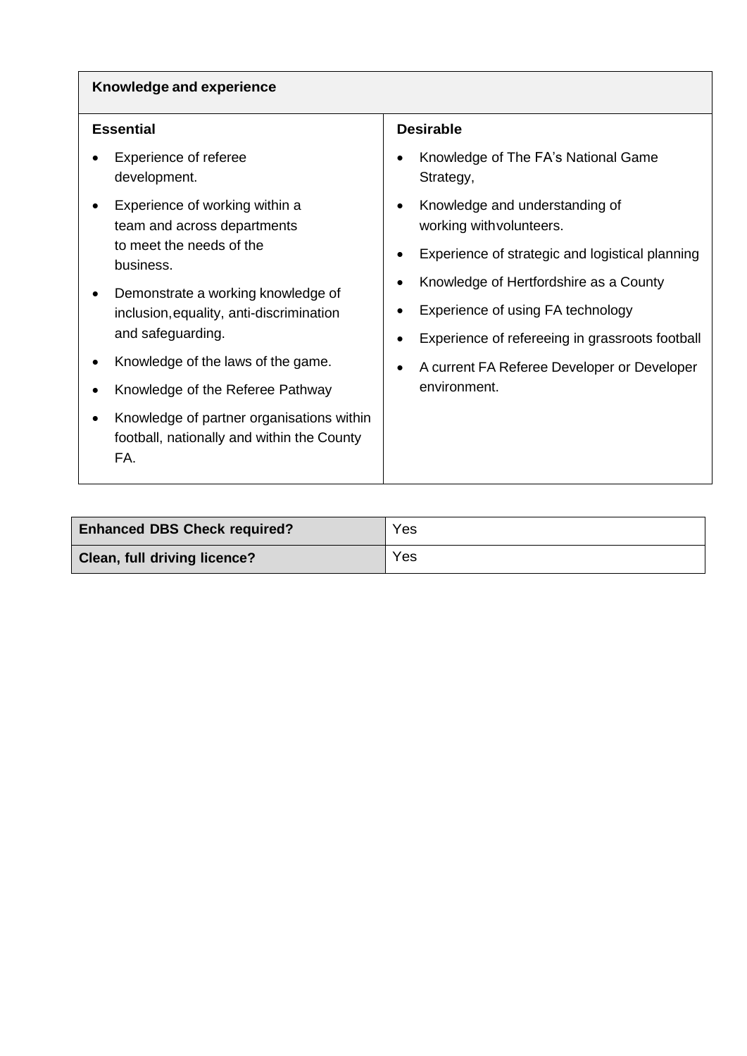| Knowledge and experience | |
|---|---|
| **Essential** | **Desirable** |
| <ul><li>Experience of referee development.</li><li>Experience of working within a team and across departments to meet the needs of the business.</li><li>Demonstrate a working knowledge of inclusion, equality, anti-discrimination and safeguarding.</li><li>Knowledge of the laws of the game.</li><li>Knowledge of the Referee Pathway</li><li>Knowledge of partner organisations within football, nationally and within the County FA.</li></ul> | <ul><li>Knowledge of The FA's National Game Strategy,</li><li>Knowledge and understanding of working with volunteers.</li><li>Experience of strategic and logistical planning</li><li>Knowledge of Hertfordshire as a County</li><li>Experience of using FA technology</li><li>Experience of refereeing in grassroots football</li><li>A current FA Referee Developer or Developer environment.</li></ul> |

| | |
|---|---|
| **Enhanced DBS Check required?** | Yes |
| **Clean, full driving licence?** | Yes |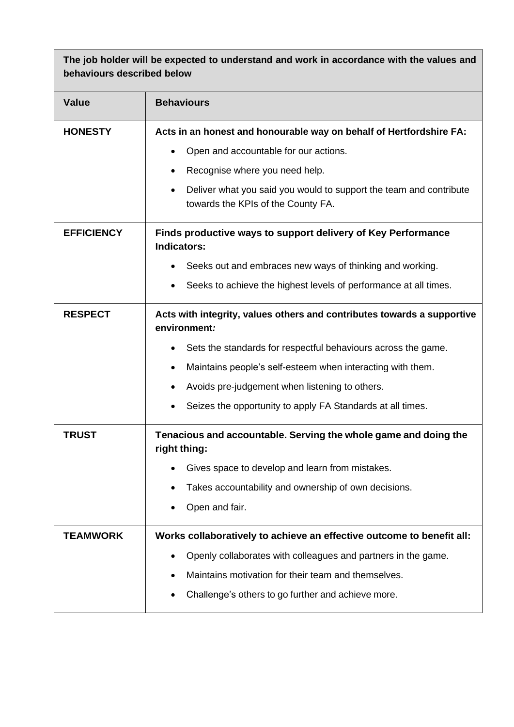| **The job holder will be expected to understand and work in accordance with the values and behaviours described below** | |
|---|---|
| **Value** | **Behaviours** |
| **HONESTY** | **Acts in an honest and honourable way on behalf of Hertfordshire FA:**<br>• Open and accountable for our actions.<br>• Recognise where you need help.<br>• Deliver what you said you would to support the team and contribute towards the KPIs of the County FA. |
| **EFFICIENCY** | **Finds productive ways to support delivery of Key Performance Indicators:**<br>• Seeks out and embraces new ways of thinking and working.<br>• Seeks to achieve the highest levels of performance at all times. |
| **RESPECT** | **Acts with integrity, values others and contributes towards a supportive environment*:***<br>• Sets the standards for respectful behaviours across the game.<br>• Maintains people's self-esteem when interacting with them.<br>• Avoids pre-judgement when listening to others.<br>• Seizes the opportunity to apply FA Standards at all times. |
| **TRUST** | **Tenacious and accountable. Serving the whole game and doing the right thing:**<br>• Gives space to develop and learn from mistakes.<br>• Takes accountability and ownership of own decisions.<br>• Open and fair. |
| **TEAMWORK** | **Works collaboratively to achieve an effective outcome to benefit all:**<br>• Openly collaborates with colleagues and partners in the game.<br>• Maintains motivation for their team and themselves.<br>• Challenge's others to go further and achieve more. |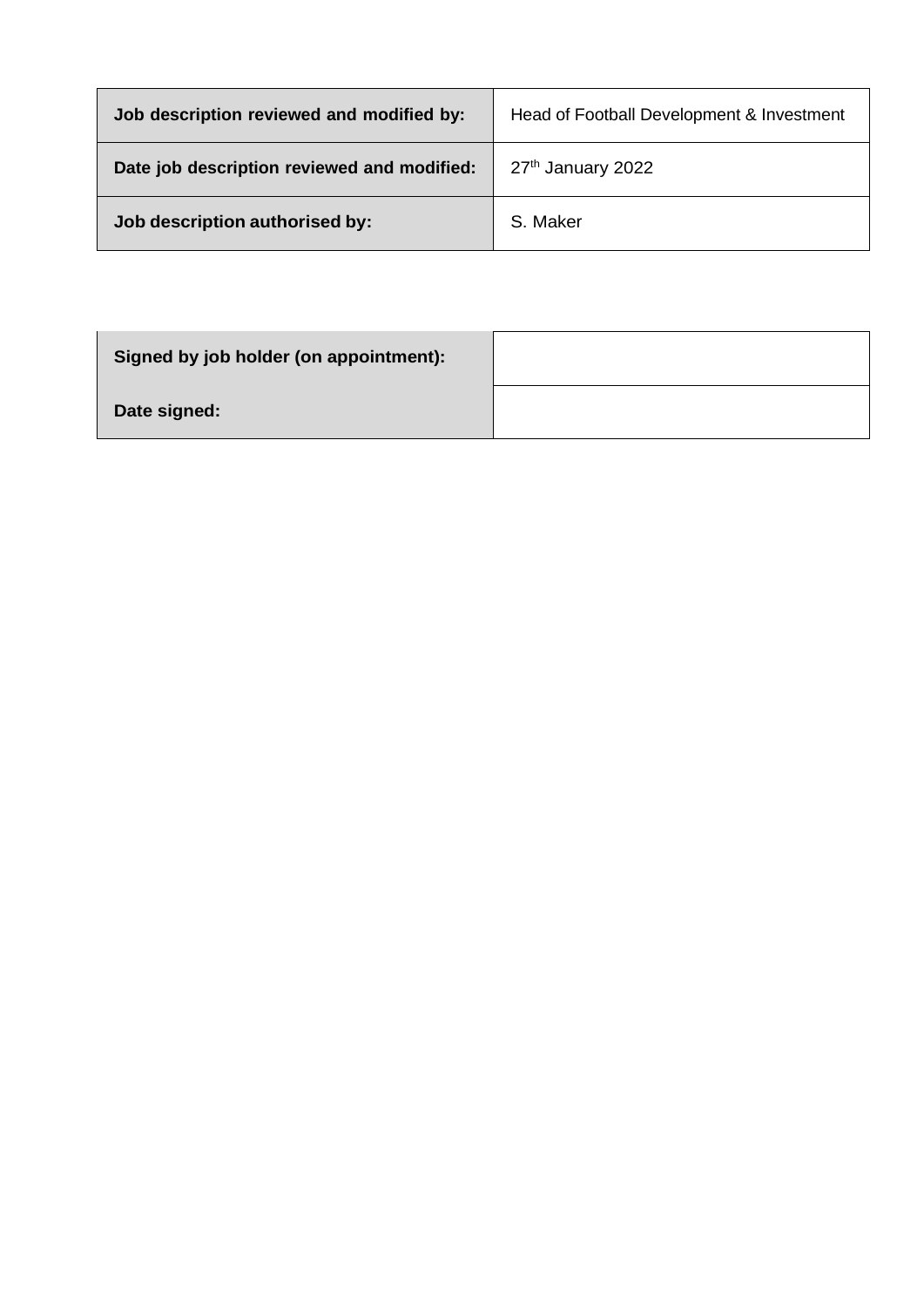| | |
|---|---|
| **Job description reviewed and modified by:** | Head of Football Development & Investment |
| **Date job description reviewed and modified:** | 27th January 2022 |
| **Job description authorised by:** | S. Maker |

| | |
|---|---|
| **Signed by job holder (on appointment):** | |
| **Date signed:** | |